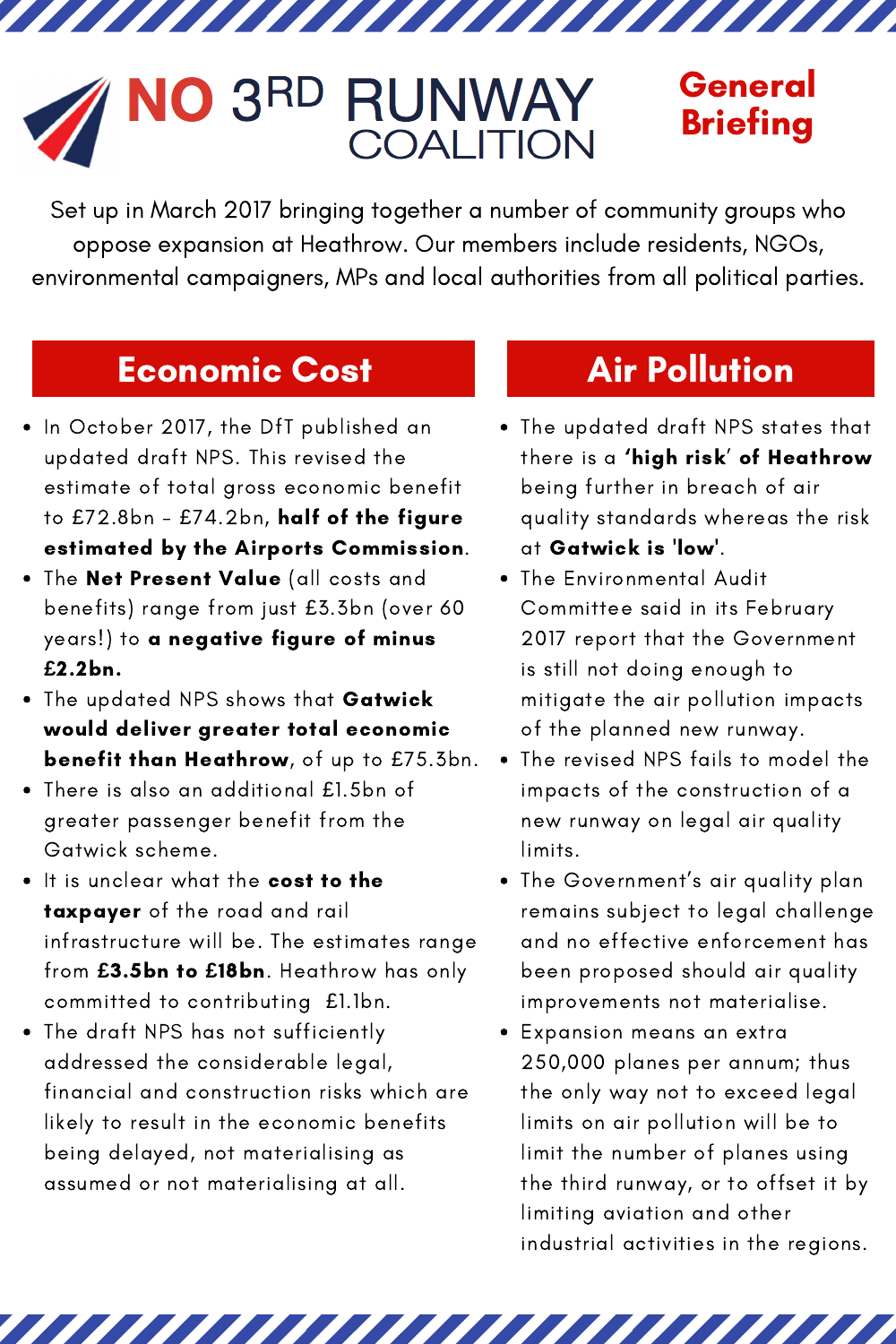# NO 3RD RUNWAY COALITION

**General Briefing**

Set up in March 2017 bringing together a number of community groups who oppose expansion at Heathrow. Our members include residents, NGOs, environmental campaigners, MPs and local authorities from all political parties.

## Economic Cost

- In October 2017, the DfT published an updated draft NPS. This revised the estimate of total gross economic benefit to £72.8bn – £74.2bn, **half of the figure estimated by the Airports Commission**.
- The **Net Present Value** (all costs and benefits) range from just £3.3bn (over 60 years!) to **a negative figure of minus £2.2bn.**
- The updated NPS shows that **Gatwick would deliver greater total economic benefit than Heathrow**, of up to £75.3bn.
- There is also an additional £1.5bn of greater passenger benefit from the Gatwick scheme.
- It is unclear what the **cost to the taxpayer** of the road and rail infrastructure will be. The estimates range from **£3.5bn to £18bn**. Heathrow has only committed to contributing £1.1bn.
- The draft NPS has not sufficiently addressed the considerable legal, financial and construction risks which are likely to result in the economic benefits being delayed, not materialising as assumed or not materialising at all.

## Air Pollution

- The updated draft NPS states that there is a **'high risk' of Heathrow** being further in breach of air quality standards whereas the risk at **Gatwick is 'low'**.
- The Environmental Audit Committee said in its February 2017 report that the Government is still not doing enough to mitigate the air pollution impacts of the planned new runway.
- The revised NPS fails to model the impacts of the construction of a new runway on legal air quality limits.
- The Government's air quality plan remains subject to legal challenge and no effective enforcement has been proposed should air quality improvements not materialise.
- Expansion means an extra 250,000 planes per annum; thus the only way not to exceed legal limits on air pollution will be to limit the number of planes using the third runway, or to offset it by limiting aviation and other industrial activities in the regions.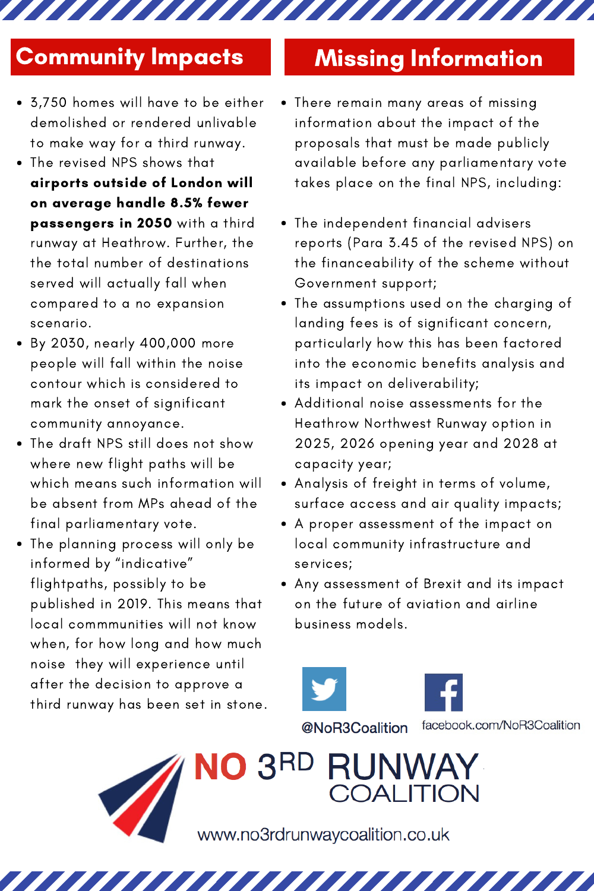## Community Impacts

- 3,750 homes will have to be either demolished or rendered unlivable to make way for a third runway.
- The revised NPS shows that **airports outside of London will on average handle 8.5% fewer passengers in 2050** with a third runway at Heathrow. Further, the the total number of destinations served will actually fall when compared to a no expansion scenario.
- By 2030, nearly 400,000 more people will fall within the noise contour which is considered to mark the onset of significant community annoyance.
- The draft NPS still does not show where new flight paths will be which means such information will be absent from MPs ahead of the final parliamentary vote.
- The planning process will only be informed by "indicative" flightpaths, possibly to be published in 2019. This means that local commmunities will not know when, for how long and how much noise they will experience until after the decision to approve a third runway has been set in stone.

## Missing Information

- There remain many areas of missing information about the impact of the proposals that must be made publicly available before any parliamentary vote takes place on the final NPS, including:

- The independent financial advisers reports (Para 3.45 of the revised NPS) on the financeability of the scheme without Government support;
- The assumptions used on the charging of landing fees is of significant concern, particularly how this has been factored into the economic benefits analysis and its impact on deliverability;
- Additional noise assessments for the Heathrow Northwest Runway option in 2025, 2026 opening year and 2028 at capacity year;
- Analysis of freight in terms of volume, surface access and air quality impacts;
- A proper assessment of the impact on local community infrastructure and services;
- Any assessment of Brexit and its impact on the future of aviation and airline business models.

@NoR3Coalition

facebook.com/NoR3Coalition

NO 3RD RUNWAY COALITION

www.no3rdrunwaycoalition.co.uk